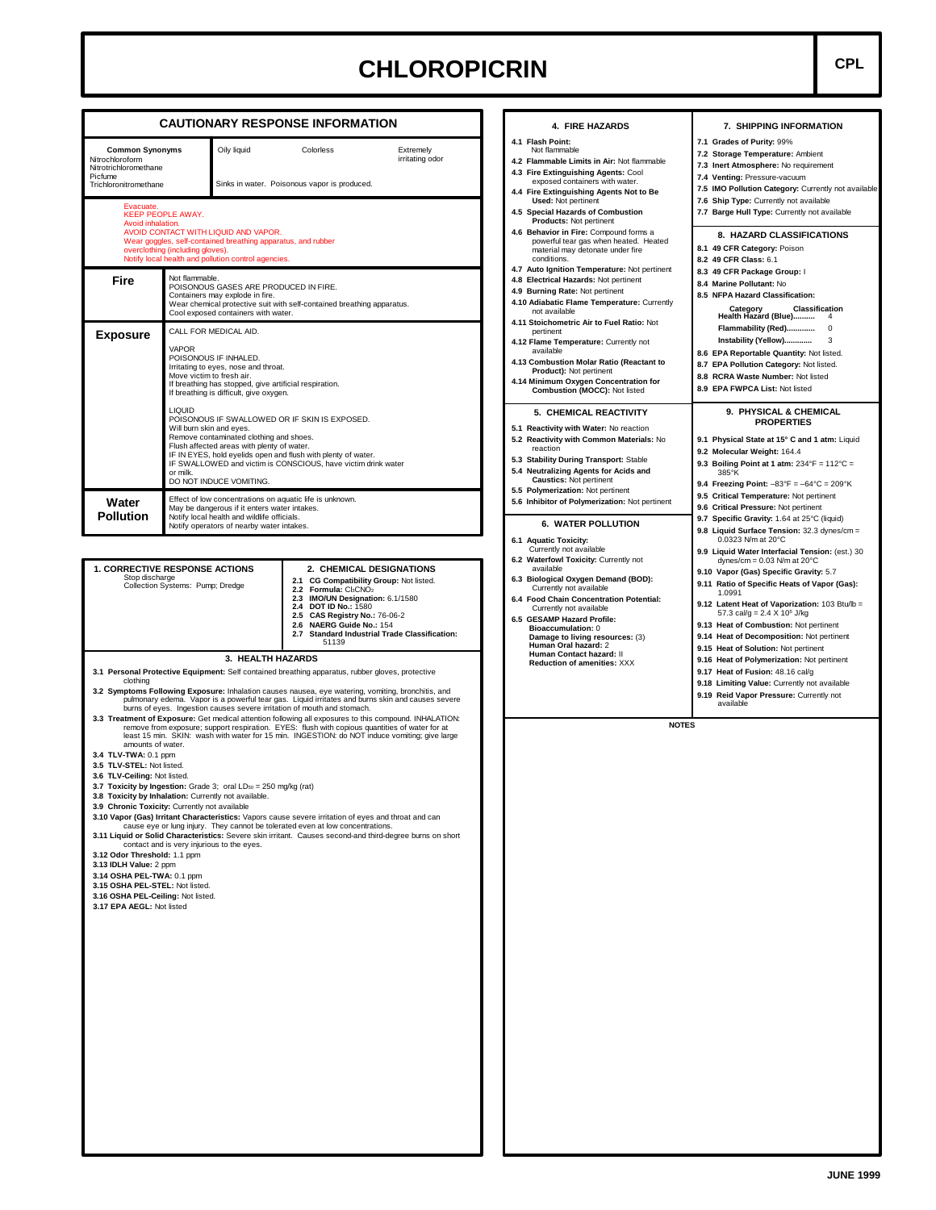# CHLOROPICRIN

**CPL**

## CAUTIONARY RESPONSE INFORMATION

| Common Synonyms | Oily liquid | Colorless | Extremely irritating odor |
|---|---|---|---|
| Nitrochloroform<br>Nitrotrichloromethane<br>Picfume<br>Trichloronitromethane | Sinks in water. Poisonous vapor is produced. | | |

Evacuate.
KEEP PEOPLE AWAY.
Avoid inhalation.
AVOID CONTACT WITH LIQUID AND VAPOR.
Wear goggles, self-contained breathing apparatus, and rubber overclothing (including gloves).
Notify local health and pollution control agencies.

**Fire**

Not flammable.
POISONOUS GASES ARE PRODUCED IN FIRE.
Containers may explode in fire.
Wear chemical protective suit with self-contained breathing apparatus.
Cool exposed containers with water.

**Exposure**

CALL FOR MEDICAL AID.

VAPOR
POISONOUS IF INHALED.
Irritating to eyes, nose and throat.
Move victim to fresh air.
If breathing has stopped, give artificial respiration.
If breathing is difficult, give oxygen.

LIQUID
POISONOUS IF SWALLOWED OR IF SKIN IS EXPOSED.
Will burn skin and eyes.
Remove contaminated clothing and shoes.
Flush affected areas with plenty of water.
IF IN EYES, hold eyelids open and flush with plenty of water.
IF SWALLOWED and victim is CONSCIOUS, have victim drink water or milk.
DO NOT INDUCE VOMITING.

**Water Pollution**

Effect of low concentrations on aquatic life is unknown.
May be dangerous if it enters water intakes.
Notify local health and wildlife officials.
Notify operators of nearby water intakes.

### 1. CORRECTIVE RESPONSE ACTIONS

Stop discharge
Collection Systems: Pump; Dredge

### 2. CHEMICAL DESIGNATIONS

**2.1 CG Compatibility Group:** Not listed.
**2.2 Formula:** $Cl_3CNO_2$
**2.3 IMO/UN Designation:** 6.1/1580
**2.4 DOT ID No.:** 1580
**2.5 CAS Registry No.:** 76-06-2
**2.6 NAERG Guide No.:** 154
**2.7 Standard Industrial Trade Classification:** 51139

### 3. HEALTH HAZARDS

**3.1 Personal Protective Equipment:** Self contained breathing apparatus, rubber gloves, protective clothing
**3.2 Symptoms Following Exposure:** Inhalation causes nausea, eye watering, vomiting, bronchitis, and pulmonary edema. Vapor is a powerful tear gas. Liquid irritates and burns skin and causes severe burns of eyes. Ingestion causes severe irritation of mouth and stomach.
**3.3 Treatment of Exposure:** Get medical attention following all exposures to this compound. INHALATION: remove from exposure; support respiration. EYES: flush with copious quantities of water for at least 15 min. SKIN: wash with water for 15 min. INGESTION: do NOT induce vomiting; give large amounts of water.
**3.4 TLV-TWA:** 0.1 ppm
**3.5 TLV-STEL:** Not listed.
**3.6 TLV-Ceiling:** Not listed.
**3.7 Toxicity by Ingestion:** Grade 3; oral $LD_{50}$ = 250 mg/kg (rat)
**3.8 Toxicity by Inhalation:** Currently not available.
**3.9 Chronic Toxicity:** Currently not available
**3.10 Vapor (Gas) Irritant Characteristics:** Vapors cause severe irritation of eyes and throat and can cause eye or lung injury. They cannot be tolerated even at low concentrations.
**3.11 Liquid or Solid Characteristics:** Severe skin irritant. Causes second-and third-degree burns on short contact and is very injurious to the eyes.
**3.12 Odor Threshold:** 1.1 ppm
**3.13 IDLH Value:** 2 ppm
**3.14 OSHA PEL-TWA:** 0.1 ppm
**3.15 OSHA PEL-STEL:** Not listed.
**3.16 OSHA PEL-Ceiling:** Not listed.
**3.17 EPA AEGL:** Not listed

### 4. FIRE HAZARDS

**4.1 Flash Point:** Not flammable
**4.2 Flammable Limits in Air:** Not flammable
**4.3 Fire Extinguishing Agents:** Cool exposed containers with water.
**4.4 Fire Extinguishing Agents Not to Be Used:** Not pertinent
**4.5 Special Hazards of Combustion Products:** Not pertinent
**4.6 Behavior in Fire:** Compound forms a powerful tear gas when heated. Heated material may detonate under fire conditions.
**4.7 Auto Ignition Temperature:** Not pertinent
**4.8 Electrical Hazards:** Not pertinent
**4.9 Burning Rate:** Not pertinent
**4.10 Adiabatic Flame Temperature:** Currently not available
**4.11 Stoichometric Air to Fuel Ratio:** Not pertinent
**4.12 Flame Temperature:** Currently not available
**4.13 Combustion Molar Ratio (Reactant to Product):** Not pertinent
**4.14 Minimum Oxygen Concentration for Combustion (MOCC):** Not listed

### 5. CHEMICAL REACTIVITY

**5.1 Reactivity with Water:** No reaction
**5.2 Reactivity with Common Materials:** No reaction
**5.3 Stability During Transport:** Stable
**5.4 Neutralizing Agents for Acids and Caustics:** Not pertinent
**5.5 Polymerization:** Not pertinent
**5.6 Inhibitor of Polymerization:** Not pertinent

### 6. WATER POLLUTION

**6.1 Aquatic Toxicity:** Currently not available
**6.2 Waterfowl Toxicity:** Currently not available
**6.3 Biological Oxygen Demand (BOD):** Currently not available
**6.4 Food Chain Concentration Potential:** Currently not available
**6.5 GESAMP Hazard Profile:**
**Bioaccumulation:** 0
**Damage to living resources:** (3)
**Human Oral hazard:** 2
**Human Contact hazard:** II
**Reduction of amenities:** XXX

### 7. SHIPPING INFORMATION

**7.1 Grades of Purity:** 99%
**7.2 Storage Temperature:** Ambient
**7.3 Inert Atmosphere:** No requirement
**7.4 Venting:** Pressure-vacuum
**7.5 IMO Pollution Category:** Currently not available
**7.6 Ship Type:** Currently not available
**7.7 Barge Hull Type:** Currently not available

### 8. HAZARD CLASSIFICATIONS

**8.1 49 CFR Category:** Poison
**8.2 49 CFR Class:** 6.1
**8.3 49 CFR Package Group:** I
**8.4 Marine Pollutant:** No
**8.5 NFPA Hazard Classification:**

| Category | Classification |
|---|---|
| Health Hazard (Blue).......... | 4 |
| Flammability (Red)............. | 0 |
| Instability (Yellow)............. | 3 |

**8.6 EPA Reportable Quantity:** Not listed.
**8.7 EPA Pollution Category:** Not listed.
**8.8 RCRA Waste Number:** Not listed
**8.9 EPA FWPCA List:** Not listed

### 9. PHYSICAL & CHEMICAL PROPERTIES

**9.1 Physical State at 15° C and 1 atm:** Liquid
**9.2 Molecular Weight:** 164.4
**9.3 Boiling Point at 1 atm:** 234°F = 112°C = 385°K
**9.4 Freezing Point:** –83°F = –64°C = 209°K
**9.5 Critical Temperature:** Not pertinent
**9.6 Critical Pressure:** Not pertinent
**9.7 Specific Gravity:** 1.64 at 25°C (liquid)
**9.8 Liquid Surface Tension:** 32.3 dynes/cm = 0.0323 N/m at 20°C
**9.9 Liquid Water Interfacial Tension:** (est.) 30 dynes/cm = 0.03 N/m at 20°C
**9.10 Vapor (Gas) Specific Gravity:** 5.7
**9.11 Ratio of Specific Heats of Vapor (Gas):** 1.0991
**9.12 Latent Heat of Vaporization:** 103 Btu/lb = 57.3 cal/g = 2.4 X $10^5$ J/kg
**9.13 Heat of Combustion:** Not pertinent
**9.14 Heat of Decomposition:** Not pertinent
**9.15 Heat of Solution:** Not pertinent
**9.16 Heat of Polymerization:** Not pertinent
**9.17 Heat of Fusion:** 48.16 cal/g
**9.18 Limiting Value:** Currently not available
**9.19 Reid Vapor Pressure:** Currently not available

### NOTES

JUNE 1999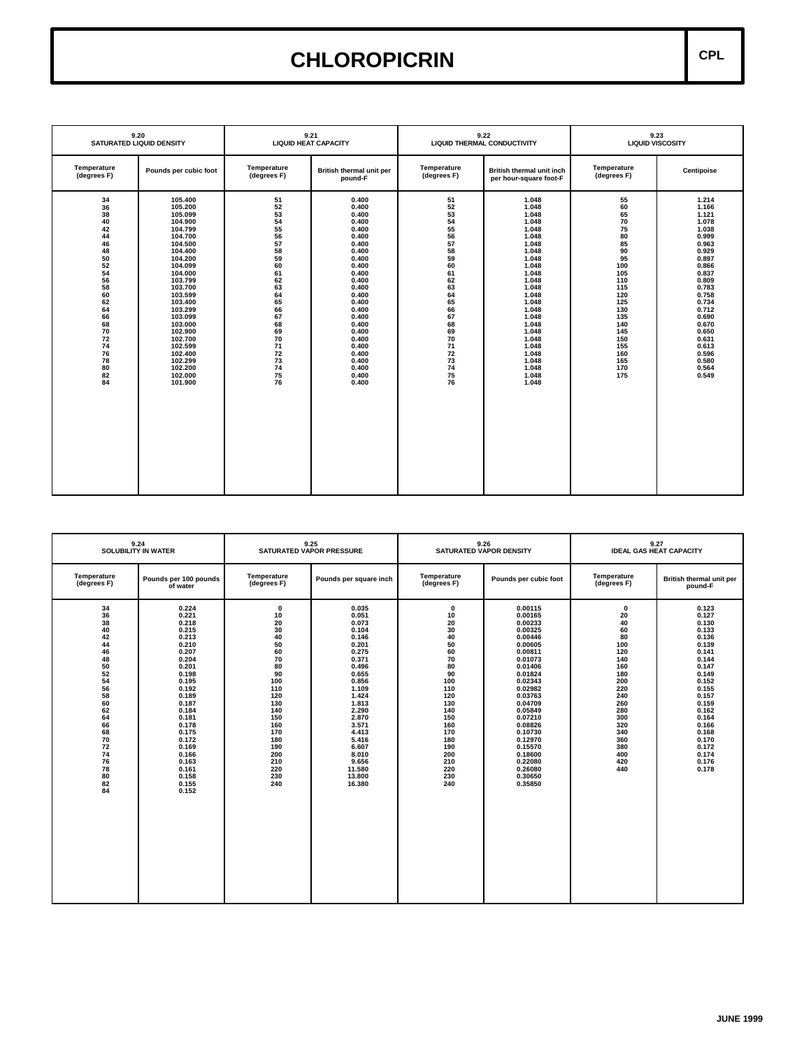# CHLOROPICRIN

**CPL**

| 9.20 SATURATED LIQUID DENSITY | | 9.21 LIQUID HEAT CAPACITY | | 9.22 LIQUID THERMAL CONDUCTIVITY | | 9.23 LIQUID VISCOSITY | |
|---|---|---|---|---|---|---|---|
| Temperature (degrees F) | Pounds per cubic foot | Temperature (degrees F) | British thermal unit per pound-F | Temperature (degrees F) | British thermal unit inch per hour-square foot-F | Temperature (degrees F) | Centipoise |
| 34 | 105.400 | 51 | 0.400 | 51 | 1.048 | 55 | 1.214 |
| 36 | 105.200 | 52 | 0.400 | 52 | 1.048 | 60 | 1.166 |
| 38 | 105.099 | 53 | 0.400 | 53 | 1.048 | 65 | 1.121 |
| 40 | 104.900 | 54 | 0.400 | 54 | 1.048 | 70 | 1.078 |
| 42 | 104.799 | 55 | 0.400 | 55 | 1.048 | 75 | 1.038 |
| 44 | 104.700 | 56 | 0.400 | 56 | 1.048 | 80 | 0.999 |
| 46 | 104.500 | 57 | 0.400 | 57 | 1.048 | 85 | 0.963 |
| 48 | 104.400 | 58 | 0.400 | 58 | 1.048 | 90 | 0.929 |
| 50 | 104.200 | 59 | 0.400 | 59 | 1.048 | 95 | 0.897 |
| 52 | 104.099 | 60 | 0.400 | 60 | 1.048 | 100 | 0.866 |
| 54 | 104.000 | 61 | 0.400 | 61 | 1.048 | 105 | 0.837 |
| 56 | 103.799 | 62 | 0.400 | 62 | 1.048 | 110 | 0.809 |
| 58 | 103.700 | 63 | 0.400 | 63 | 1.048 | 115 | 0.783 |
| 60 | 103.599 | 64 | 0.400 | 64 | 1.048 | 120 | 0.758 |
| 62 | 103.400 | 65 | 0.400 | 65 | 1.048 | 125 | 0.734 |
| 64 | 103.299 | 66 | 0.400 | 66 | 1.048 | 130 | 0.712 |
| 66 | 103.099 | 67 | 0.400 | 67 | 1.048 | 135 | 0.690 |
| 68 | 103.000 | 68 | 0.400 | 68 | 1.048 | 140 | 0.670 |
| 70 | 102.900 | 69 | 0.400 | 69 | 1.048 | 145 | 0.650 |
| 72 | 102.700 | 70 | 0.400 | 70 | 1.048 | 150 | 0.631 |
| 74 | 102.599 | 71 | 0.400 | 71 | 1.048 | 155 | 0.613 |
| 76 | 102.400 | 72 | 0.400 | 72 | 1.048 | 160 | 0.596 |
| 78 | 102.299 | 73 | 0.400 | 73 | 1.048 | 165 | 0.580 |
| 80 | 102.200 | 74 | 0.400 | 74 | 1.048 | 170 | 0.564 |
| 82 | 102.000 | 75 | 0.400 | 75 | 1.048 | 175 | 0.549 |
| 84 | 101.900 | 76 | 0.400 | 76 | 1.048 | | |

| 9.24 SOLUBILITY IN WATER | | 9.25 SATURATED VAPOR PRESSURE | | 9.26 SATURATED VAPOR DENSITY | | 9.27 IDEAL GAS HEAT CAPACITY | |
|---|---|---|---|---|---|---|---|
| Temperature (degrees F) | Pounds per 100 pounds of water | Temperature (degrees F) | Pounds per square inch | Temperature (degrees F) | Pounds per cubic foot | Temperature (degrees F) | British thermal unit per pound-F |
| 34 | 0.224 | 0 | 0.035 | 0 | 0.00115 | 0 | 0.123 |
| 36 | 0.221 | 10 | 0.051 | 10 | 0.00165 | 20 | 0.127 |
| 38 | 0.218 | 20 | 0.073 | 20 | 0.00233 | 40 | 0.130 |
| 40 | 0.215 | 30 | 0.104 | 30 | 0.00325 | 60 | 0.133 |
| 42 | 0.213 | 40 | 0.146 | 40 | 0.00446 | 80 | 0.136 |
| 44 | 0.210 | 50 | 0.201 | 50 | 0.00605 | 100 | 0.139 |
| 46 | 0.207 | 60 | 0.275 | 60 | 0.00811 | 120 | 0.141 |
| 48 | 0.204 | 70 | 0.371 | 70 | 0.01073 | 140 | 0.144 |
| 50 | 0.201 | 80 | 0.496 | 80 | 0.01406 | 160 | 0.147 |
| 52 | 0.198 | 90 | 0.655 | 90 | 0.01824 | 180 | 0.149 |
| 54 | 0.195 | 100 | 0.856 | 100 | 0.02343 | 200 | 0.152 |
| 56 | 0.192 | 110 | 1.109 | 110 | 0.02982 | 220 | 0.155 |
| 58 | 0.189 | 120 | 1.424 | 120 | 0.03763 | 240 | 0.157 |
| 60 | 0.187 | 130 | 1.813 | 130 | 0.04709 | 260 | 0.159 |
| 62 | 0.184 | 140 | 2.290 | 140 | 0.05849 | 280 | 0.162 |
| 64 | 0.181 | 150 | 2.870 | 150 | 0.07210 | 300 | 0.164 |
| 66 | 0.178 | 160 | 3.571 | 160 | 0.08826 | 320 | 0.166 |
| 68 | 0.175 | 170 | 4.413 | 170 | 0.10730 | 340 | 0.168 |
| 70 | 0.172 | 180 | 5.416 | 180 | 0.12970 | 360 | 0.170 |
| 72 | 0.169 | 190 | 6.607 | 190 | 0.15570 | 380 | 0.172 |
| 74 | 0.166 | 200 | 8.010 | 200 | 0.18600 | 400 | 0.174 |
| 76 | 0.163 | 210 | 9.656 | 210 | 0.22080 | 420 | 0.176 |
| 78 | 0.161 | 220 | 11.580 | 220 | 0.26080 | 440 | 0.178 |
| 80 | 0.158 | 230 | 13.800 | 230 | 0.30650 | | |
| 82 | 0.155 | 240 | 16.380 | 240 | 0.35850 | | |
| 84 | 0.152 | | | | | | |

JUNE 1999